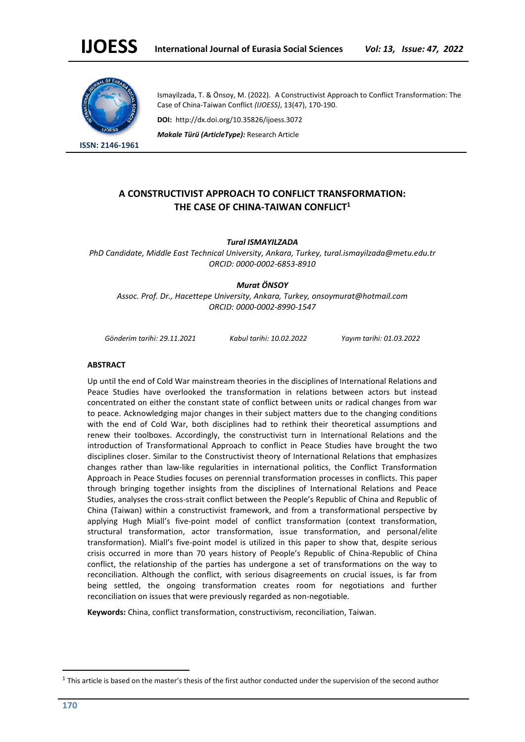Ismayilzada, T. & Önsoy, M. (2022). A Constructivist Approach to Conflict Transformation: The Case of China-Taiwan Conflict *(IJOESS)*, 13(47), 170-190.

**DOI:** http://dx.doi.org/10.35826/ijoess.3072

***Makale Türü (ArticleType):*** Research Article

**ISSN: 2146-1961**

# A CONSTRUCTIVIST APPROACH TO CONFLICT TRANSFORMATION: THE CASE OF CHINA-TAIWAN CONFLICT[1]

***Tural ISMAYILZADA***

*PhD Candidate, Middle East Technical University, Ankara, Turkey, tural.ismayilzada@metu.edu.tr*
*ORCID: 0000-0002-6853-8910*

***Murat ÖNSOY***

*Assoc. Prof. Dr., Hacettepe University, Ankara, Turkey, onsoymurat@hotmail.com*
*ORCID: 0000-0002-8990-1547*

*Gönderim tarihi: 29.11.2021* *Kabul tarihi: 10.02.2022* *Yayım tarihi: 01.03.2022*

**ABSTRACT**

Up until the end of Cold War mainstream theories in the disciplines of International Relations and Peace Studies have overlooked the transformation in relations between actors but instead concentrated on either the constant state of conflict between units or radical changes from war to peace. Acknowledging major changes in their subject matters due to the changing conditions with the end of Cold War, both disciplines had to rethink their theoretical assumptions and renew their toolboxes. Accordingly, the constructivist turn in International Relations and the introduction of Transformational Approach to conflict in Peace Studies have brought the two disciplines closer. Similar to the Constructivist theory of International Relations that emphasizes changes rather than law-like regularities in international politics, the Conflict Transformation Approach in Peace Studies focuses on perennial transformation processes in conflicts. This paper through bringing together insights from the disciplines of International Relations and Peace Studies, analyses the cross-strait conflict between the People's Republic of China and Republic of China (Taiwan) within a constructivist framework, and from a transformational perspective by applying Hugh Miall's five-point model of conflict transformation (context transformation, structural transformation, actor transformation, issue transformation, and personal/elite transformation). Miall's five-point model is utilized in this paper to show that, despite serious crisis occurred in more than 70 years history of People's Republic of China-Republic of China conflict, the relationship of the parties has undergone a set of transformations on the way to reconciliation. Although the conflict, with serious disagreements on crucial issues, is far from being settled, the ongoing transformation creates room for negotiations and further reconciliation on issues that were previously regarded as non-negotiable.

**Keywords:** China, conflict transformation, constructivism, reconciliation, Taiwan.

---

[1] This article is based on the master's thesis of the first author conducted under the supervision of the second author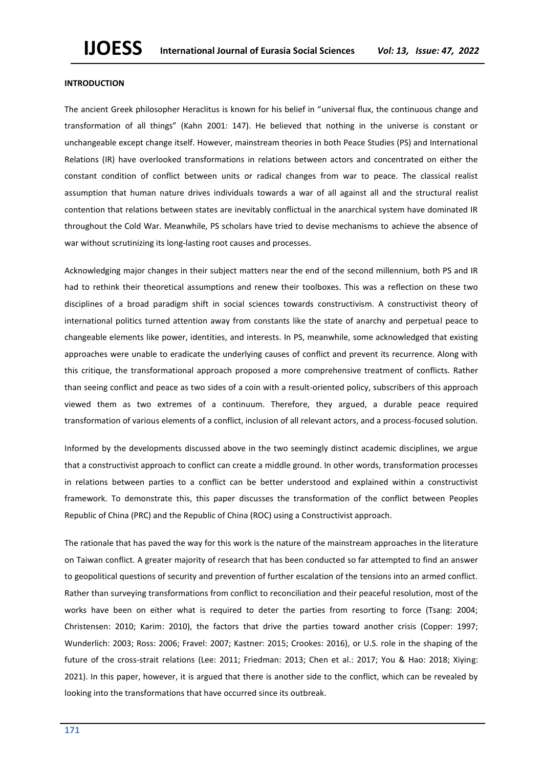## INTRODUCTION

The ancient Greek philosopher Heraclitus is known for his belief in "universal flux, the continuous change and transformation of all things" (Kahn 2001: 147). He believed that nothing in the universe is constant or unchangeable except change itself. However, mainstream theories in both Peace Studies (PS) and International Relations (IR) have overlooked transformations in relations between actors and concentrated on either the constant condition of conflict between units or radical changes from war to peace. The classical realist assumption that human nature drives individuals towards a war of all against all and the structural realist contention that relations between states are inevitably conflictual in the anarchical system have dominated IR throughout the Cold War. Meanwhile, PS scholars have tried to devise mechanisms to achieve the absence of war without scrutinizing its long-lasting root causes and processes.

Acknowledging major changes in their subject matters near the end of the second millennium, both PS and IR had to rethink their theoretical assumptions and renew their toolboxes. This was a reflection on these two disciplines of a broad paradigm shift in social sciences towards constructivism. A constructivist theory of international politics turned attention away from constants like the state of anarchy and perpetual peace to changeable elements like power, identities, and interests. In PS, meanwhile, some acknowledged that existing approaches were unable to eradicate the underlying causes of conflict and prevent its recurrence. Along with this critique, the transformational approach proposed a more comprehensive treatment of conflicts. Rather than seeing conflict and peace as two sides of a coin with a result-oriented policy, subscribers of this approach viewed them as two extremes of a continuum. Therefore, they argued, a durable peace required transformation of various elements of a conflict, inclusion of all relevant actors, and a process-focused solution.

Informed by the developments discussed above in the two seemingly distinct academic disciplines, we argue that a constructivist approach to conflict can create a middle ground. In other words, transformation processes in relations between parties to a conflict can be better understood and explained within a constructivist framework. To demonstrate this, this paper discusses the transformation of the conflict between Peoples Republic of China (PRC) and the Republic of China (ROC) using a Constructivist approach.

The rationale that has paved the way for this work is the nature of the mainstream approaches in the literature on Taiwan conflict. A greater majority of research that has been conducted so far attempted to find an answer to geopolitical questions of security and prevention of further escalation of the tensions into an armed conflict. Rather than surveying transformations from conflict to reconciliation and their peaceful resolution, most of the works have been on either what is required to deter the parties from resorting to force (Tsang: 2004; Christensen: 2010; Karim: 2010), the factors that drive the parties toward another crisis (Copper: 1997; Wunderlich: 2003; Ross: 2006; Fravel: 2007; Kastner: 2015; Crookes: 2016), or U.S. role in the shaping of the future of the cross-strait relations (Lee: 2011; Friedman: 2013; Chen et al.: 2017; You & Hao: 2018; Xiying: 2021). In this paper, however, it is argued that there is another side to the conflict, which can be revealed by looking into the transformations that have occurred since its outbreak.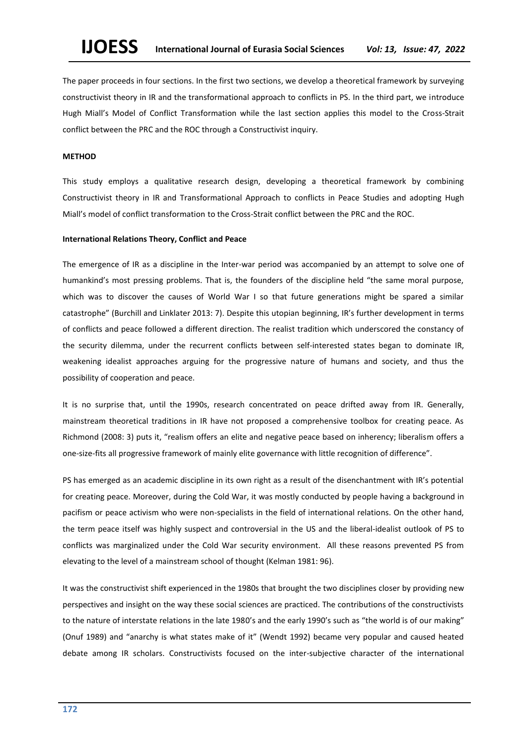The paper proceeds in four sections. In the first two sections, we develop a theoretical framework by surveying constructivist theory in IR and the transformational approach to conflicts in PS. In the third part, we introduce Hugh Miall's Model of Conflict Transformation while the last section applies this model to the Cross-Strait conflict between the PRC and the ROC through a Constructivist inquiry.

## METHOD

This study employs a qualitative research design, developing a theoretical framework by combining Constructivist theory in IR and Transformational Approach to conflicts in Peace Studies and adopting Hugh Miall's model of conflict transformation to the Cross-Strait conflict between the PRC and the ROC.

### International Relations Theory, Conflict and Peace

The emergence of IR as a discipline in the Inter-war period was accompanied by an attempt to solve one of humankind's most pressing problems. That is, the founders of the discipline held "the same moral purpose, which was to discover the causes of World War I so that future generations might be spared a similar catastrophe" (Burchill and Linklater 2013: 7). Despite this utopian beginning, IR's further development in terms of conflicts and peace followed a different direction. The realist tradition which underscored the constancy of the security dilemma, under the recurrent conflicts between self-interested states began to dominate IR, weakening idealist approaches arguing for the progressive nature of humans and society, and thus the possibility of cooperation and peace.

It is no surprise that, until the 1990s, research concentrated on peace drifted away from IR. Generally, mainstream theoretical traditions in IR have not proposed a comprehensive toolbox for creating peace. As Richmond (2008: 3) puts it, "realism offers an elite and negative peace based on inherency; liberalism offers a one-size-fits all progressive framework of mainly elite governance with little recognition of difference".

PS has emerged as an academic discipline in its own right as a result of the disenchantment with IR's potential for creating peace. Moreover, during the Cold War, it was mostly conducted by people having a background in pacifism or peace activism who were non-specialists in the field of international relations. On the other hand, the term peace itself was highly suspect and controversial in the US and the liberal-idealist outlook of PS to conflicts was marginalized under the Cold War security environment. All these reasons prevented PS from elevating to the level of a mainstream school of thought (Kelman 1981: 96).

It was the constructivist shift experienced in the 1980s that brought the two disciplines closer by providing new perspectives and insight on the way these social sciences are practiced. The contributions of the constructivists to the nature of interstate relations in the late 1980's and the early 1990's such as "the world is of our making" (Onuf 1989) and "anarchy is what states make of it" (Wendt 1992) became very popular and caused heated debate among IR scholars. Constructivists focused on the inter-subjective character of the international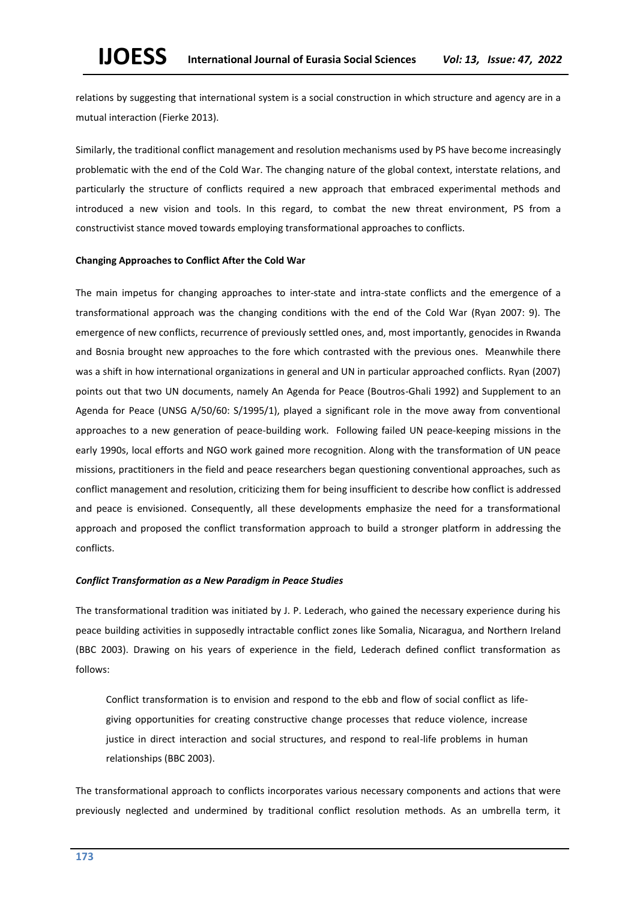relations by suggesting that international system is a social construction in which structure and agency are in a mutual interaction (Fierke 2013).

Similarly, the traditional conflict management and resolution mechanisms used by PS have become increasingly problematic with the end of the Cold War. The changing nature of the global context, interstate relations, and particularly the structure of conflicts required a new approach that embraced experimental methods and introduced a new vision and tools. In this regard, to combat the new threat environment, PS from a constructivist stance moved towards employing transformational approaches to conflicts.

**Changing Approaches to Conflict After the Cold War**

The main impetus for changing approaches to inter-state and intra-state conflicts and the emergence of a transformational approach was the changing conditions with the end of the Cold War (Ryan 2007: 9). The emergence of new conflicts, recurrence of previously settled ones, and, most importantly, genocides in Rwanda and Bosnia brought new approaches to the fore which contrasted with the previous ones. Meanwhile there was a shift in how international organizations in general and UN in particular approached conflicts. Ryan (2007) points out that two UN documents, namely An Agenda for Peace (Boutros-Ghali 1992) and Supplement to an Agenda for Peace (UNSG A/50/60: S/1995/1), played a significant role in the move away from conventional approaches to a new generation of peace-building work. Following failed UN peace-keeping missions in the early 1990s, local efforts and NGO work gained more recognition. Along with the transformation of UN peace missions, practitioners in the field and peace researchers began questioning conventional approaches, such as conflict management and resolution, criticizing them for being insufficient to describe how conflict is addressed and peace is envisioned. Consequently, all these developments emphasize the need for a transformational approach and proposed the conflict transformation approach to build a stronger platform in addressing the conflicts.

***Conflict Transformation as a New Paradigm in Peace Studies***

The transformational tradition was initiated by J. P. Lederach, who gained the necessary experience during his peace building activities in supposedly intractable conflict zones like Somalia, Nicaragua, and Northern Ireland (BBC 2003). Drawing on his years of experience in the field, Lederach defined conflict transformation as follows:

> Conflict transformation is to envision and respond to the ebb and flow of social conflict as life-giving opportunities for creating constructive change processes that reduce violence, increase justice in direct interaction and social structures, and respond to real-life problems in human relationships (BBC 2003).

The transformational approach to conflicts incorporates various necessary components and actions that were previously neglected and undermined by traditional conflict resolution methods. As an umbrella term, it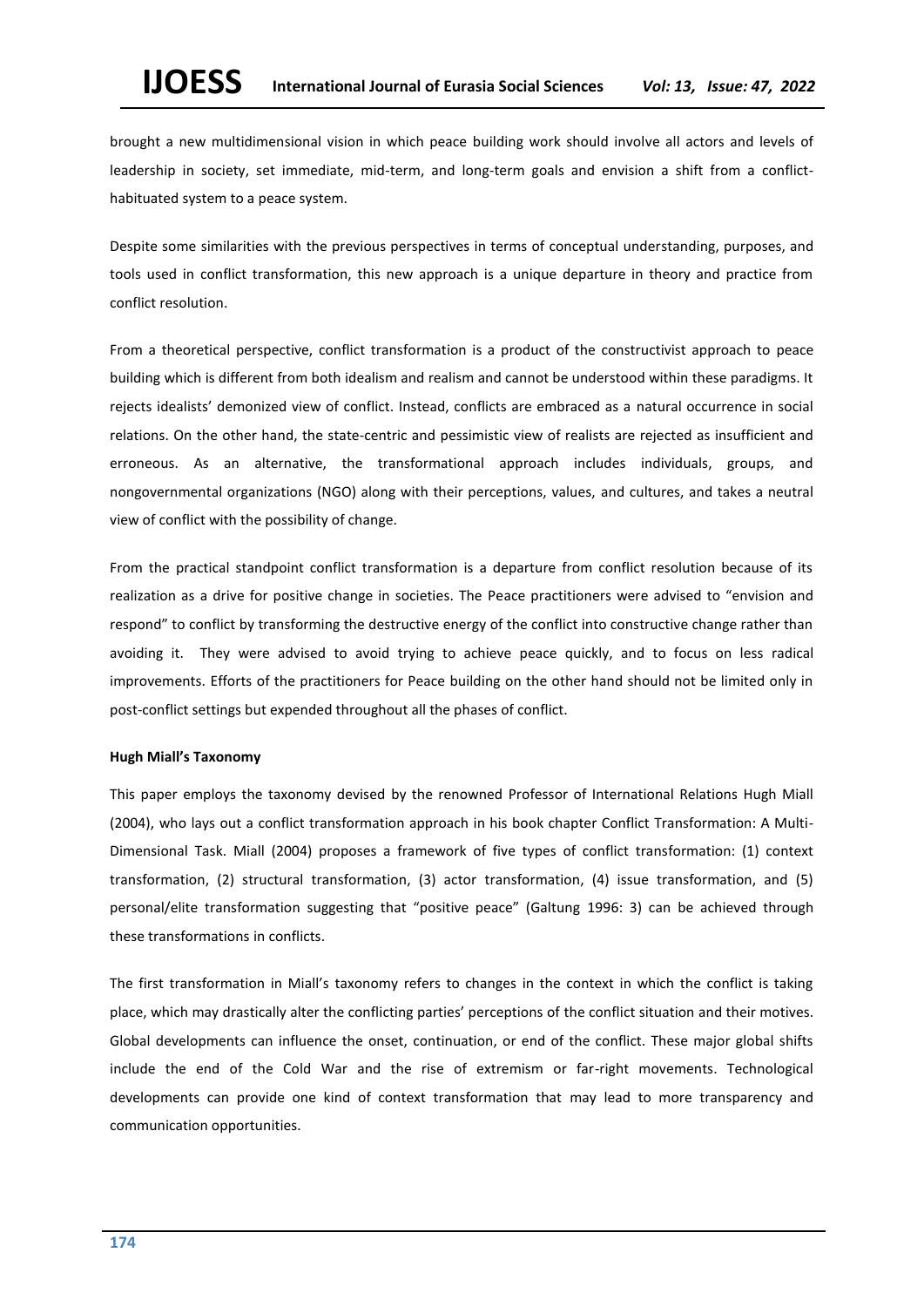brought a new multidimensional vision in which peace building work should involve all actors and levels of leadership in society, set immediate, mid-term, and long-term goals and envision a shift from a conflict-habituated system to a peace system.

Despite some similarities with the previous perspectives in terms of conceptual understanding, purposes, and tools used in conflict transformation, this new approach is a unique departure in theory and practice from conflict resolution.

From a theoretical perspective, conflict transformation is a product of the constructivist approach to peace building which is different from both idealism and realism and cannot be understood within these paradigms. It rejects idealists' demonized view of conflict. Instead, conflicts are embraced as a natural occurrence in social relations. On the other hand, the state-centric and pessimistic view of realists are rejected as insufficient and erroneous. As an alternative, the transformational approach includes individuals, groups, and nongovernmental organizations (NGO) along with their perceptions, values, and cultures, and takes a neutral view of conflict with the possibility of change.

From the practical standpoint conflict transformation is a departure from conflict resolution because of its realization as a drive for positive change in societies. The Peace practitioners were advised to "envision and respond" to conflict by transforming the destructive energy of the conflict into constructive change rather than avoiding it. They were advised to avoid trying to achieve peace quickly, and to focus on less radical improvements. Efforts of the practitioners for Peace building on the other hand should not be limited only in post-conflict settings but expended throughout all the phases of conflict.

**Hugh Miall's Taxonomy**

This paper employs the taxonomy devised by the renowned Professor of International Relations Hugh Miall (2004), who lays out a conflict transformation approach in his book chapter Conflict Transformation: A Multi-Dimensional Task. Miall (2004) proposes a framework of five types of conflict transformation: (1) context transformation, (2) structural transformation, (3) actor transformation, (4) issue transformation, and (5) personal/elite transformation suggesting that "positive peace" (Galtung 1996: 3) can be achieved through these transformations in conflicts.

The first transformation in Miall's taxonomy refers to changes in the context in which the conflict is taking place, which may drastically alter the conflicting parties' perceptions of the conflict situation and their motives. Global developments can influence the onset, continuation, or end of the conflict. These major global shifts include the end of the Cold War and the rise of extremism or far-right movements. Technological developments can provide one kind of context transformation that may lead to more transparency and communication opportunities.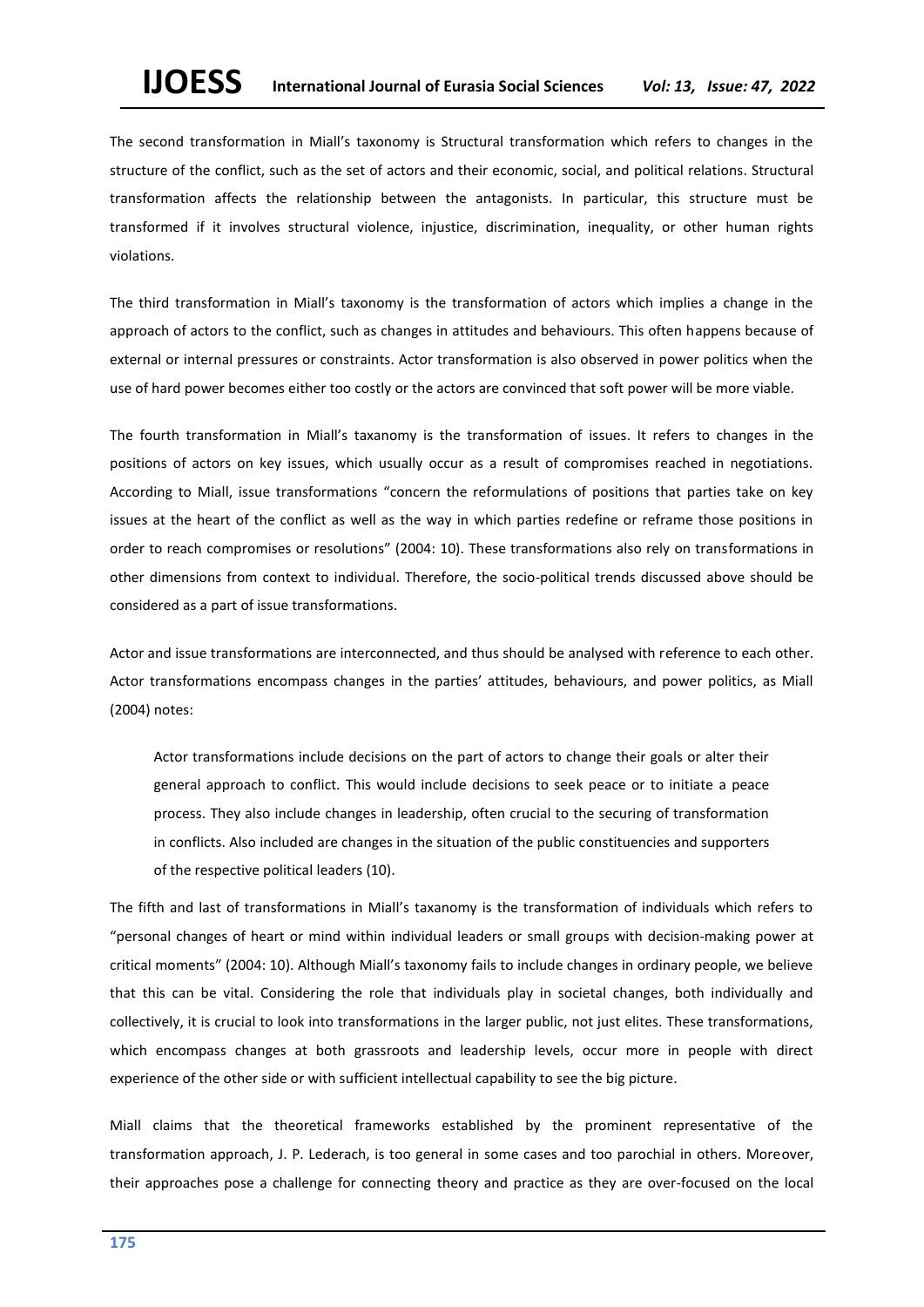The second transformation in Miall's taxonomy is Structural transformation which refers to changes in the structure of the conflict, such as the set of actors and their economic, social, and political relations. Structural transformation affects the relationship between the antagonists. In particular, this structure must be transformed if it involves structural violence, injustice, discrimination, inequality, or other human rights violations.

The third transformation in Miall's taxonomy is the transformation of actors which implies a change in the approach of actors to the conflict, such as changes in attitudes and behaviours. This often happens because of external or internal pressures or constraints. Actor transformation is also observed in power politics when the use of hard power becomes either too costly or the actors are convinced that soft power will be more viable.

The fourth transformation in Miall's taxanomy is the transformation of issues. It refers to changes in the positions of actors on key issues, which usually occur as a result of compromises reached in negotiations. According to Miall, issue transformations "concern the reformulations of positions that parties take on key issues at the heart of the conflict as well as the way in which parties redefine or reframe those positions in order to reach compromises or resolutions" (2004: 10). These transformations also rely on transformations in other dimensions from context to individual. Therefore, the socio-political trends discussed above should be considered as a part of issue transformations.

Actor and issue transformations are interconnected, and thus should be analysed with reference to each other. Actor transformations encompass changes in the parties' attitudes, behaviours, and power politics, as Miall (2004) notes:

> Actor transformations include decisions on the part of actors to change their goals or alter their general approach to conflict. This would include decisions to seek peace or to initiate a peace process. They also include changes in leadership, often crucial to the securing of transformation in conflicts. Also included are changes in the situation of the public constituencies and supporters of the respective political leaders (10).

The fifth and last of transformations in Miall's taxonomy is the transformation of individuals which refers to "personal changes of heart or mind within individual leaders or small groups with decision-making power at critical moments" (2004: 10). Although Miall's taxonomy fails to include changes in ordinary people, we believe that this can be vital. Considering the role that individuals play in societal changes, both individually and collectively, it is crucial to look into transformations in the larger public, not just elites. These transformations, which encompass changes at both grassroots and leadership levels, occur more in people with direct experience of the other side or with sufficient intellectual capability to see the big picture.

Miall claims that the theoretical frameworks established by the prominent representative of the transformation approach, J. P. Lederach, is too general in some cases and too parochial in others. Moreover, their approaches pose a challenge for connecting theory and practice as they are over-focused on the local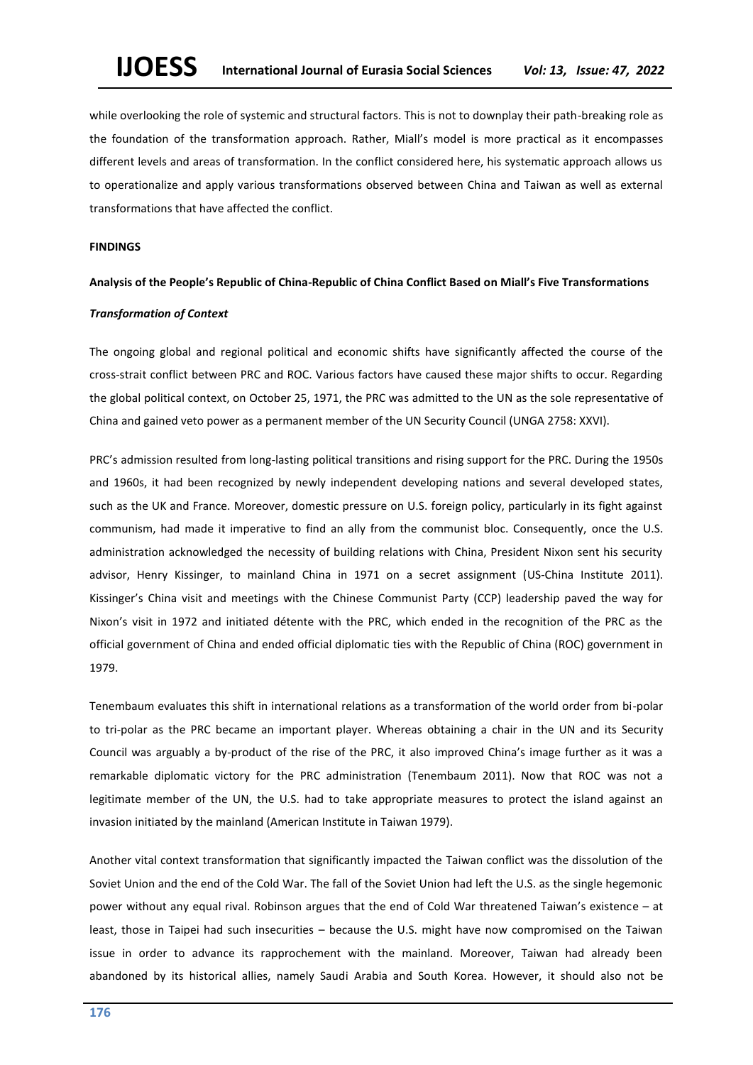while overlooking the role of systemic and structural factors. This is not to downplay their path-breaking role as the foundation of the transformation approach. Rather, Miall's model is more practical as it encompasses different levels and areas of transformation. In the conflict considered here, his systematic approach allows us to operationalize and apply various transformations observed between China and Taiwan as well as external transformations that have affected the conflict.

## FINDINGS

### Analysis of the People's Republic of China-Republic of China Conflict Based on Miall's Five Transformations

#### *Transformation of Context*

The ongoing global and regional political and economic shifts have significantly affected the course of the cross-strait conflict between PRC and ROC. Various factors have caused these major shifts to occur. Regarding the global political context, on October 25, 1971, the PRC was admitted to the UN as the sole representative of China and gained veto power as a permanent member of the UN Security Council (UNGA 2758: XXVI).

PRC's admission resulted from long-lasting political transitions and rising support for the PRC. During the 1950s and 1960s, it had been recognized by newly independent developing nations and several developed states, such as the UK and France. Moreover, domestic pressure on U.S. foreign policy, particularly in its fight against communism, had made it imperative to find an ally from the communist bloc. Consequently, once the U.S. administration acknowledged the necessity of building relations with China, President Nixon sent his security advisor, Henry Kissinger, to mainland China in 1971 on a secret assignment (US-China Institute 2011). Kissinger's China visit and meetings with the Chinese Communist Party (CCP) leadership paved the way for Nixon's visit in 1972 and initiated détente with the PRC, which ended in the recognition of the PRC as the official government of China and ended official diplomatic ties with the Republic of China (ROC) government in 1979.

Tenembaum evaluates this shift in international relations as a transformation of the world order from bi-polar to tri-polar as the PRC became an important player. Whereas obtaining a chair in the UN and its Security Council was arguably a by-product of the rise of the PRC, it also improved China's image further as it was a remarkable diplomatic victory for the PRC administration (Tenembaum 2011). Now that ROC was not a legitimate member of the UN, the U.S. had to take appropriate measures to protect the island against an invasion initiated by the mainland (American Institute in Taiwan 1979).

Another vital context transformation that significantly impacted the Taiwan conflict was the dissolution of the Soviet Union and the end of the Cold War. The fall of the Soviet Union had left the U.S. as the single hegemonic power without any equal rival. Robinson argues that the end of Cold War threatened Taiwan's existence – at least, those in Taipei had such insecurities – because the U.S. might have now compromised on the Taiwan issue in order to advance its rapprochement with the mainland. Moreover, Taiwan had already been abandoned by its historical allies, namely Saudi Arabia and South Korea. However, it should also not be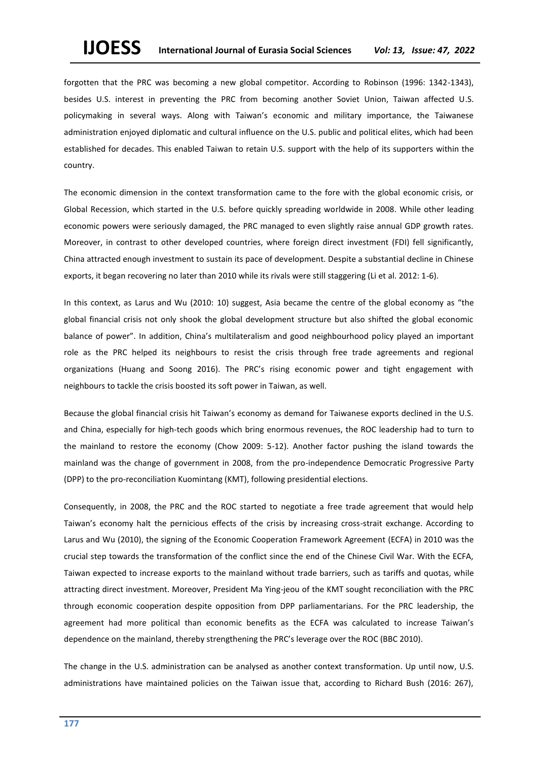forgotten that the PRC was becoming a new global competitor. According to Robinson (1996: 1342-1343), besides U.S. interest in preventing the PRC from becoming another Soviet Union, Taiwan affected U.S. policymaking in several ways. Along with Taiwan's economic and military importance, the Taiwanese administration enjoyed diplomatic and cultural influence on the U.S. public and political elites, which had been established for decades. This enabled Taiwan to retain U.S. support with the help of its supporters within the country.

The economic dimension in the context transformation came to the fore with the global economic crisis, or Global Recession, which started in the U.S. before quickly spreading worldwide in 2008. While other leading economic powers were seriously damaged, the PRC managed to even slightly raise annual GDP growth rates. Moreover, in contrast to other developed countries, where foreign direct investment (FDI) fell significantly, China attracted enough investment to sustain its pace of development. Despite a substantial decline in Chinese exports, it began recovering no later than 2010 while its rivals were still staggering (Li et al. 2012: 1-6).

In this context, as Larus and Wu (2010: 10) suggest, Asia became the centre of the global economy as "the global financial crisis not only shook the global development structure but also shifted the global economic balance of power". In addition, China's multilateralism and good neighbourhood policy played an important role as the PRC helped its neighbours to resist the crisis through free trade agreements and regional organizations (Huang and Soong 2016). The PRC's rising economic power and tight engagement with neighbours to tackle the crisis boosted its soft power in Taiwan, as well.

Because the global financial crisis hit Taiwan's economy as demand for Taiwanese exports declined in the U.S. and China, especially for high-tech goods which bring enormous revenues, the ROC leadership had to turn to the mainland to restore the economy (Chow 2009: 5-12). Another factor pushing the island towards the mainland was the change of government in 2008, from the pro-independence Democratic Progressive Party (DPP) to the pro-reconciliation Kuomintang (KMT), following presidential elections.

Consequently, in 2008, the PRC and the ROC started to negotiate a free trade agreement that would help Taiwan's economy halt the pernicious effects of the crisis by increasing cross-strait exchange. According to Larus and Wu (2010), the signing of the Economic Cooperation Framework Agreement (ECFA) in 2010 was the crucial step towards the transformation of the conflict since the end of the Chinese Civil War. With the ECFA, Taiwan expected to increase exports to the mainland without trade barriers, such as tariffs and quotas, while attracting direct investment. Moreover, President Ma Ying-jeou of the KMT sought reconciliation with the PRC through economic cooperation despite opposition from DPP parliamentarians. For the PRC leadership, the agreement had more political than economic benefits as the ECFA was calculated to increase Taiwan's dependence on the mainland, thereby strengthening the PRC's leverage over the ROC (BBC 2010).

The change in the U.S. administration can be analysed as another context transformation. Up until now, U.S. administrations have maintained policies on the Taiwan issue that, according to Richard Bush (2016: 267),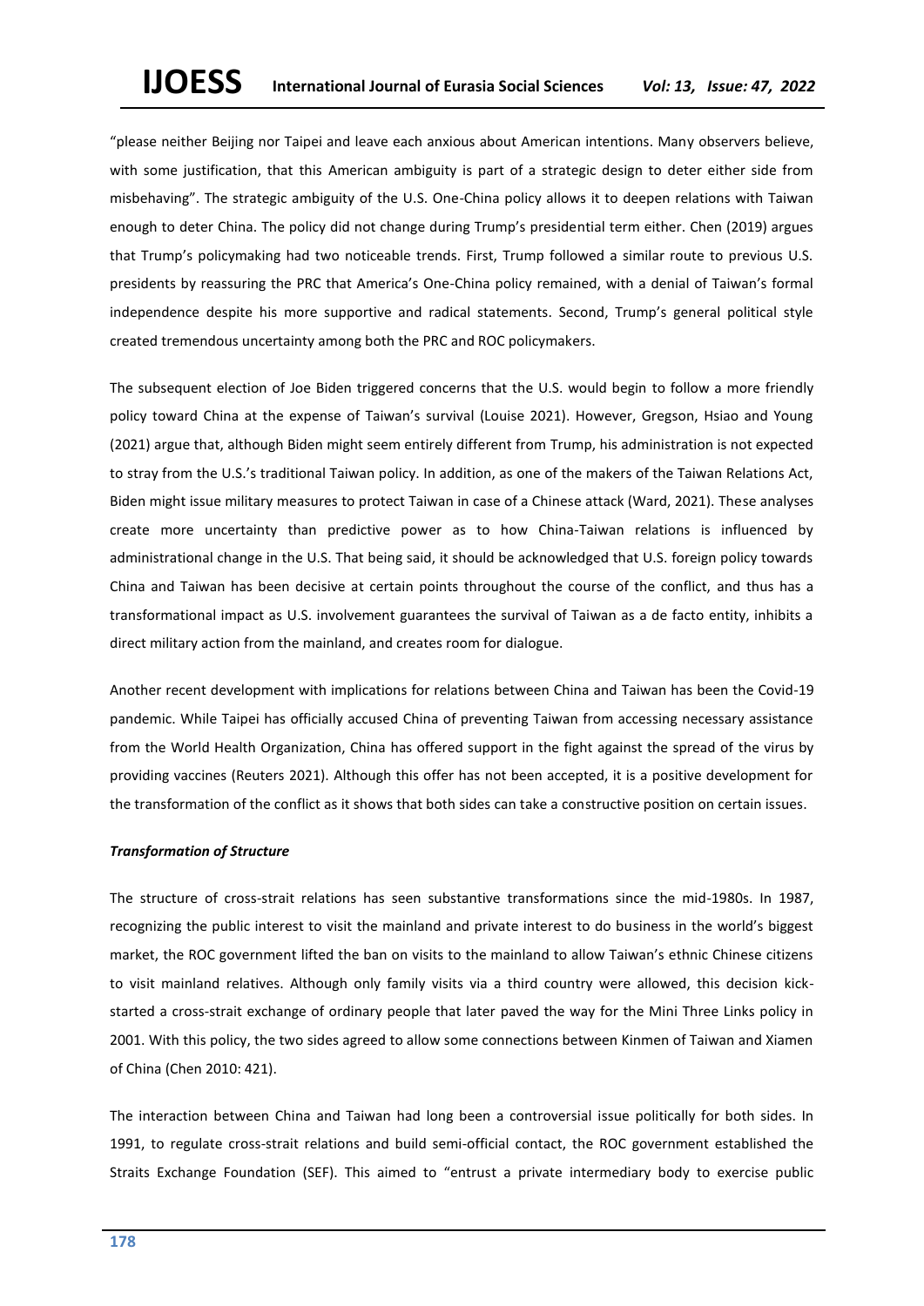"please neither Beijing nor Taipei and leave each anxious about American intentions. Many observers believe, with some justification, that this American ambiguity is part of a strategic design to deter either side from misbehaving". The strategic ambiguity of the U.S. One-China policy allows it to deepen relations with Taiwan enough to deter China. The policy did not change during Trump's presidential term either. Chen (2019) argues that Trump's policymaking had two noticeable trends. First, Trump followed a similar route to previous U.S. presidents by reassuring the PRC that America's One-China policy remained, with a denial of Taiwan's formal independence despite his more supportive and radical statements. Second, Trump's general political style created tremendous uncertainty among both the PRC and ROC policymakers.

The subsequent election of Joe Biden triggered concerns that the U.S. would begin to follow a more friendly policy toward China at the expense of Taiwan's survival (Louise 2021). However, Gregson, Hsiao and Young (2021) argue that, although Biden might seem entirely different from Trump, his administration is not expected to stray from the U.S.'s traditional Taiwan policy. In addition, as one of the makers of the Taiwan Relations Act, Biden might issue military measures to protect Taiwan in case of a Chinese attack (Ward, 2021). These analyses create more uncertainty than predictive power as to how China-Taiwan relations is influenced by administrational change in the U.S. That being said, it should be acknowledged that U.S. foreign policy towards China and Taiwan has been decisive at certain points throughout the course of the conflict, and thus has a transformational impact as U.S. involvement guarantees the survival of Taiwan as a de facto entity, inhibits a direct military action from the mainland, and creates room for dialogue.

Another recent development with implications for relations between China and Taiwan has been the Covid-19 pandemic. While Taipei has officially accused China of preventing Taiwan from accessing necessary assistance from the World Health Organization, China has offered support in the fight against the spread of the virus by providing vaccines (Reuters 2021). Although this offer has not been accepted, it is a positive development for the transformation of the conflict as it shows that both sides can take a constructive position on certain issues.

***Transformation of Structure***

The structure of cross-strait relations has seen substantive transformations since the mid-1980s. In 1987, recognizing the public interest to visit the mainland and private interest to do business in the world's biggest market, the ROC government lifted the ban on visits to the mainland to allow Taiwan's ethnic Chinese citizens to visit mainland relatives. Although only family visits via a third country were allowed, this decision kick-started a cross-strait exchange of ordinary people that later paved the way for the Mini Three Links policy in 2001. With this policy, the two sides agreed to allow some connections between Kinmen of Taiwan and Xiamen of China (Chen 2010: 421).

The interaction between China and Taiwan had long been a controversial issue politically for both sides. In 1991, to regulate cross-strait relations and build semi-official contact, the ROC government established the Straits Exchange Foundation (SEF). This aimed to "entrust a private intermediary body to exercise public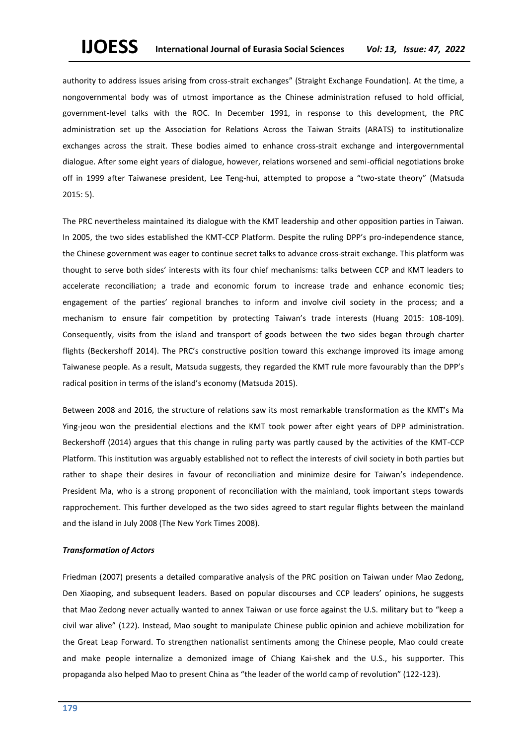authority to address issues arising from cross-strait exchanges" (Straight Exchange Foundation). At the time, a nongovernmental body was of utmost importance as the Chinese administration refused to hold official, government-level talks with the ROC. In December 1991, in response to this development, the PRC administration set up the Association for Relations Across the Taiwan Straits (ARATS) to institutionalize exchanges across the strait. These bodies aimed to enhance cross-strait exchange and intergovernmental dialogue. After some eight years of dialogue, however, relations worsened and semi-official negotiations broke off in 1999 after Taiwanese president, Lee Teng-hui, attempted to propose a "two-state theory" (Matsuda 2015: 5).

The PRC nevertheless maintained its dialogue with the KMT leadership and other opposition parties in Taiwan. In 2005, the two sides established the KMT-CCP Platform. Despite the ruling DPP's pro-independence stance, the Chinese government was eager to continue secret talks to advance cross-strait exchange. This platform was thought to serve both sides' interests with its four chief mechanisms: talks between CCP and KMT leaders to accelerate reconciliation; a trade and economic forum to increase trade and enhance economic ties; engagement of the parties' regional branches to inform and involve civil society in the process; and a mechanism to ensure fair competition by protecting Taiwan's trade interests (Huang 2015: 108-109). Consequently, visits from the island and transport of goods between the two sides began through charter flights (Beckershoff 2014). The PRC's constructive position toward this exchange improved its image among Taiwanese people. As a result, Matsuda suggests, they regarded the KMT rule more favourably than the DPP's radical position in terms of the island's economy (Matsuda 2015).

Between 2008 and 2016, the structure of relations saw its most remarkable transformation as the KMT's Ma Ying-jeou won the presidential elections and the KMT took power after eight years of DPP administration. Beckershoff (2014) argues that this change in ruling party was partly caused by the activities of the KMT-CCP Platform. This institution was arguably established not to reflect the interests of civil society in both parties but rather to shape their desires in favour of reconciliation and minimize desire for Taiwan's independence. President Ma, who is a strong proponent of reconciliation with the mainland, took important steps towards rapprochement. This further developed as the two sides agreed to start regular flights between the mainland and the island in July 2008 (The New York Times 2008).

***Transformation of Actors***

Friedman (2007) presents a detailed comparative analysis of the PRC position on Taiwan under Mao Zedong, Den Xiaoping, and subsequent leaders. Based on popular discourses and CCP leaders' opinions, he suggests that Mao Zedong never actually wanted to annex Taiwan or use force against the U.S. military but to "keep a civil war alive" (122). Instead, Mao sought to manipulate Chinese public opinion and achieve mobilization for the Great Leap Forward. To strengthen nationalist sentiments among the Chinese people, Mao could create and make people internalize a demonized image of Chiang Kai-shek and the U.S., his supporter. This propaganda also helped Mao to present China as "the leader of the world camp of revolution" (122-123).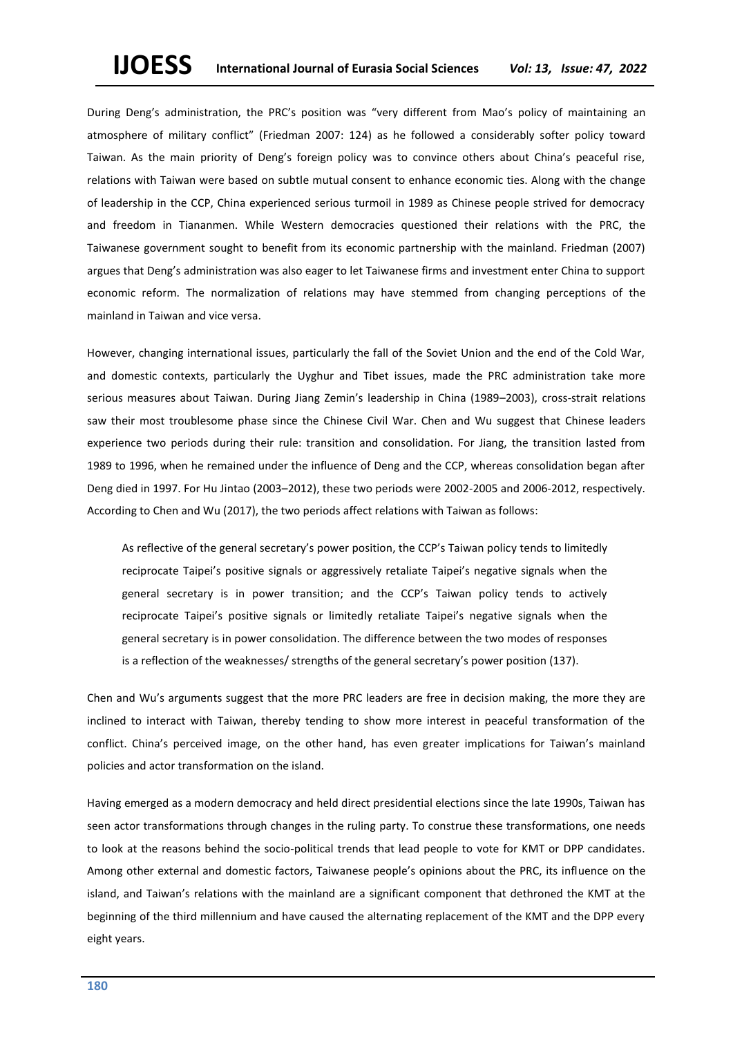During Deng's administration, the PRC's position was "very different from Mao's policy of maintaining an atmosphere of military conflict" (Friedman 2007: 124) as he followed a considerably softer policy toward Taiwan. As the main priority of Deng's foreign policy was to convince others about China's peaceful rise, relations with Taiwan were based on subtle mutual consent to enhance economic ties. Along with the change of leadership in the CCP, China experienced serious turmoil in 1989 as Chinese people strived for democracy and freedom in Tiananmen. While Western democracies questioned their relations with the PRC, the Taiwanese government sought to benefit from its economic partnership with the mainland. Friedman (2007) argues that Deng's administration was also eager to let Taiwanese firms and investment enter China to support economic reform. The normalization of relations may have stemmed from changing perceptions of the mainland in Taiwan and vice versa.

However, changing international issues, particularly the fall of the Soviet Union and the end of the Cold War, and domestic contexts, particularly the Uyghur and Tibet issues, made the PRC administration take more serious measures about Taiwan. During Jiang Zemin's leadership in China (1989–2003), cross-strait relations saw their most troublesome phase since the Chinese Civil War. Chen and Wu suggest that Chinese leaders experience two periods during their rule: transition and consolidation. For Jiang, the transition lasted from 1989 to 1996, when he remained under the influence of Deng and the CCP, whereas consolidation began after Deng died in 1997. For Hu Jintao (2003–2012), these two periods were 2002-2005 and 2006-2012, respectively. According to Chen and Wu (2017), the two periods affect relations with Taiwan as follows:

> As reflective of the general secretary's power position, the CCP's Taiwan policy tends to limitedly reciprocate Taipei's positive signals or aggressively retaliate Taipei's negative signals when the general secretary is in power transition; and the CCP's Taiwan policy tends to actively reciprocate Taipei's positive signals or limitedly retaliate Taipei's negative signals when the general secretary is in power consolidation. The difference between the two modes of responses is a reflection of the weaknesses/ strengths of the general secretary's power position (137).

Chen and Wu's arguments suggest that the more PRC leaders are free in decision making, the more they are inclined to interact with Taiwan, thereby tending to show more interest in peaceful transformation of the conflict. China's perceived image, on the other hand, has even greater implications for Taiwan's mainland policies and actor transformation on the island.

Having emerged as a modern democracy and held direct presidential elections since the late 1990s, Taiwan has seen actor transformations through changes in the ruling party. To construe these transformations, one needs to look at the reasons behind the socio-political trends that lead people to vote for KMT or DPP candidates. Among other external and domestic factors, Taiwanese people's opinions about the PRC, its influence on the island, and Taiwan's relations with the mainland are a significant component that dethroned the KMT at the beginning of the third millennium and have caused the alternating replacement of the KMT and the DPP every eight years.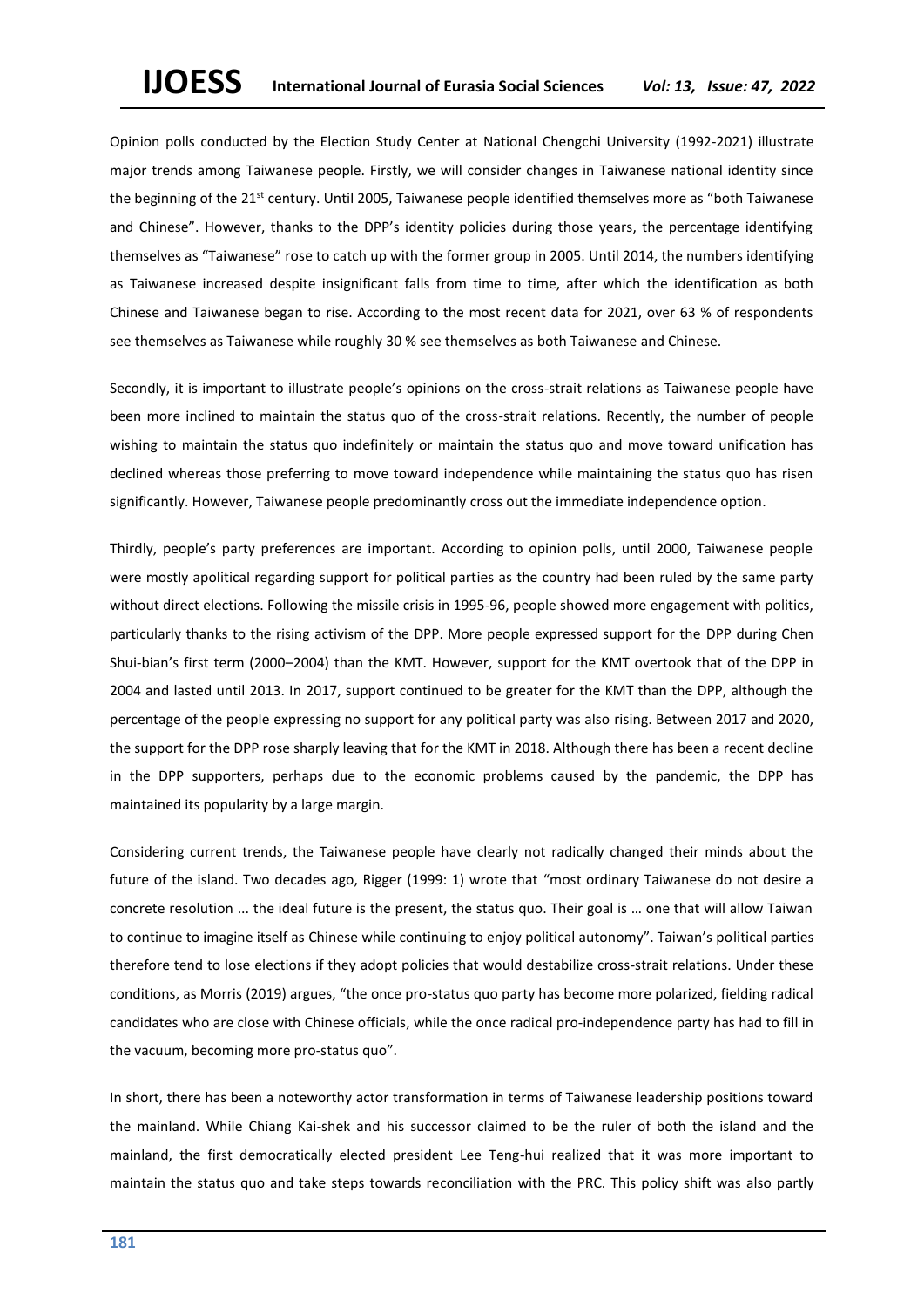Opinion polls conducted by the Election Study Center at National Chengchi University (1992-2021) illustrate major trends among Taiwanese people. Firstly, we will consider changes in Taiwanese national identity since the beginning of the 21st century. Until 2005, Taiwanese people identified themselves more as "both Taiwanese and Chinese". However, thanks to the DPP's identity policies during those years, the percentage identifying themselves as "Taiwanese" rose to catch up with the former group in 2005. Until 2014, the numbers identifying as Taiwanese increased despite insignificant falls from time to time, after which the identification as both Chinese and Taiwanese began to rise. According to the most recent data for 2021, over 63 % of respondents see themselves as Taiwanese while roughly 30 % see themselves as both Taiwanese and Chinese.

Secondly, it is important to illustrate people's opinions on the cross-strait relations as Taiwanese people have been more inclined to maintain the status quo of the cross-strait relations. Recently, the number of people wishing to maintain the status quo indefinitely or maintain the status quo and move toward unification has declined whereas those preferring to move toward independence while maintaining the status quo has risen significantly. However, Taiwanese people predominantly cross out the immediate independence option.

Thirdly, people's party preferences are important. According to opinion polls, until 2000, Taiwanese people were mostly apolitical regarding support for political parties as the country had been ruled by the same party without direct elections. Following the missile crisis in 1995-96, people showed more engagement with politics, particularly thanks to the rising activism of the DPP. More people expressed support for the DPP during Chen Shui-bian's first term (2000–2004) than the KMT. However, support for the KMT overtook that of the DPP in 2004 and lasted until 2013. In 2017, support continued to be greater for the KMT than the DPP, although the percentage of the people expressing no support for any political party was also rising. Between 2017 and 2020, the support for the DPP rose sharply leaving that for the KMT in 2018. Although there has been a recent decline in the DPP supporters, perhaps due to the economic problems caused by the pandemic, the DPP has maintained its popularity by a large margin.

Considering current trends, the Taiwanese people have clearly not radically changed their minds about the future of the island. Two decades ago, Rigger (1999: 1) wrote that "most ordinary Taiwanese do not desire a concrete resolution ... the ideal future is the present, the status quo. Their goal is … one that will allow Taiwan to continue to imagine itself as Chinese while continuing to enjoy political autonomy". Taiwan's political parties therefore tend to lose elections if they adopt policies that would destabilize cross-strait relations. Under these conditions, as Morris (2019) argues, "the once pro-status quo party has become more polarized, fielding radical candidates who are close with Chinese officials, while the once radical pro-independence party has had to fill in the vacuum, becoming more pro-status quo".

In short, there has been a noteworthy actor transformation in terms of Taiwanese leadership positions toward the mainland. While Chiang Kai-shek and his successor claimed to be the ruler of both the island and the mainland, the first democratically elected president Lee Teng-hui realized that it was more important to maintain the status quo and take steps towards reconciliation with the PRC. This policy shift was also partly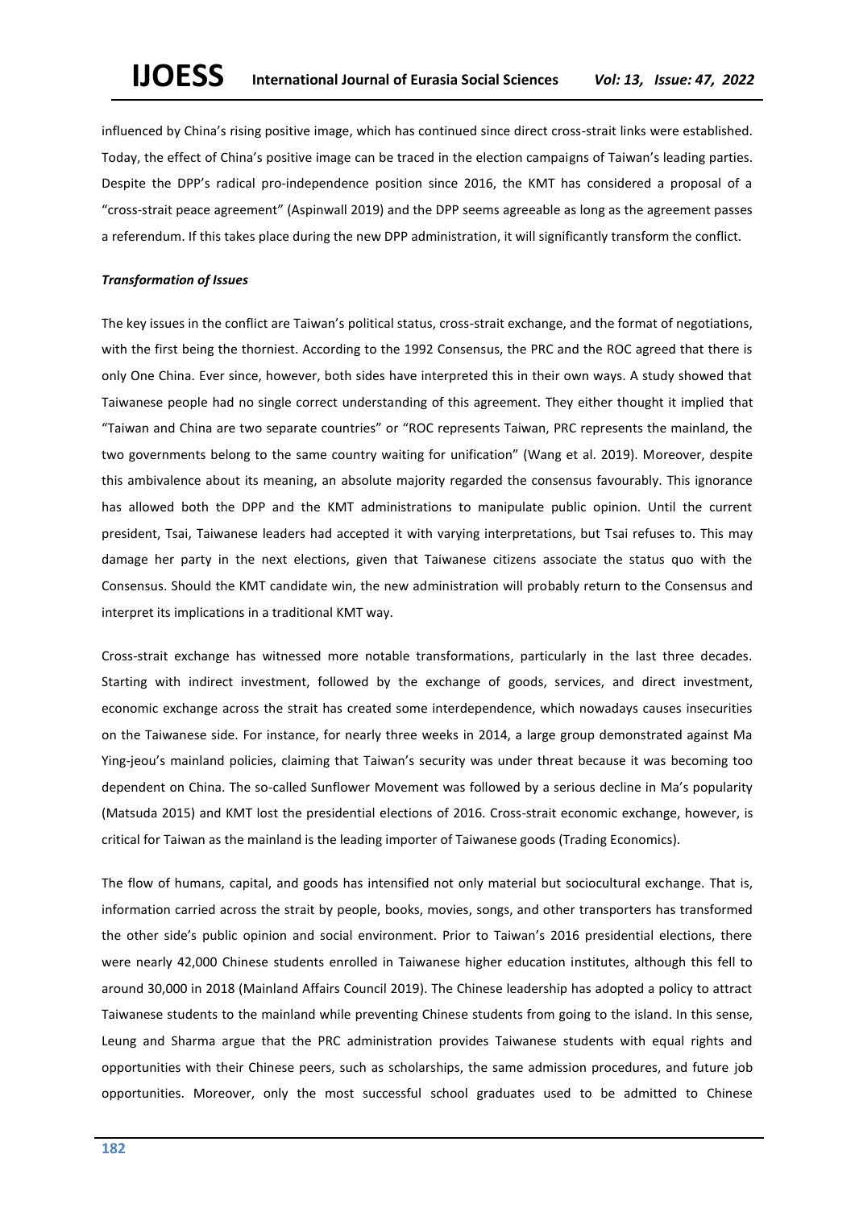influenced by China's rising positive image, which has continued since direct cross-strait links were established. Today, the effect of China's positive image can be traced in the election campaigns of Taiwan's leading parties. Despite the DPP's radical pro-independence position since 2016, the KMT has considered a proposal of a "cross-strait peace agreement" (Aspinwall 2019) and the DPP seems agreeable as long as the agreement passes a referendum. If this takes place during the new DPP administration, it will significantly transform the conflict.

### *Transformation of Issues*

The key issues in the conflict are Taiwan's political status, cross-strait exchange, and the format of negotiations, with the first being the thorniest. According to the 1992 Consensus, the PRC and the ROC agreed that there is only One China. Ever since, however, both sides have interpreted this in their own ways. A study showed that Taiwanese people had no single correct understanding of this agreement. They either thought it implied that "Taiwan and China are two separate countries" or "ROC represents Taiwan, PRC represents the mainland, the two governments belong to the same country waiting for unification" (Wang et al. 2019). Moreover, despite this ambivalence about its meaning, an absolute majority regarded the consensus favourably. This ignorance has allowed both the DPP and the KMT administrations to manipulate public opinion. Until the current president, Tsai, Taiwanese leaders had accepted it with varying interpretations, but Tsai refuses to. This may damage her party in the next elections, given that Taiwanese citizens associate the status quo with the Consensus. Should the KMT candidate win, the new administration will probably return to the Consensus and interpret its implications in a traditional KMT way.

Cross-strait exchange has witnessed more notable transformations, particularly in the last three decades. Starting with indirect investment, followed by the exchange of goods, services, and direct investment, economic exchange across the strait has created some interdependence, which nowadays causes insecurities on the Taiwanese side. For instance, for nearly three weeks in 2014, a large group demonstrated against Ma Ying-jeou's mainland policies, claiming that Taiwan's security was under threat because it was becoming too dependent on China. The so-called Sunflower Movement was followed by a serious decline in Ma's popularity (Matsuda 2015) and KMT lost the presidential elections of 2016. Cross-strait economic exchange, however, is critical for Taiwan as the mainland is the leading importer of Taiwanese goods (Trading Economics).

The flow of humans, capital, and goods has intensified not only material but sociocultural exchange. That is, information carried across the strait by people, books, movies, songs, and other transporters has transformed the other side's public opinion and social environment. Prior to Taiwan's 2016 presidential elections, there were nearly 42,000 Chinese students enrolled in Taiwanese higher education institutes, although this fell to around 30,000 in 2018 (Mainland Affairs Council 2019). The Chinese leadership has adopted a policy to attract Taiwanese students to the mainland while preventing Chinese students from going to the island. In this sense, Leung and Sharma argue that the PRC administration provides Taiwanese students with equal rights and opportunities with their Chinese peers, such as scholarships, the same admission procedures, and future job opportunities. Moreover, only the most successful school graduates used to be admitted to Chinese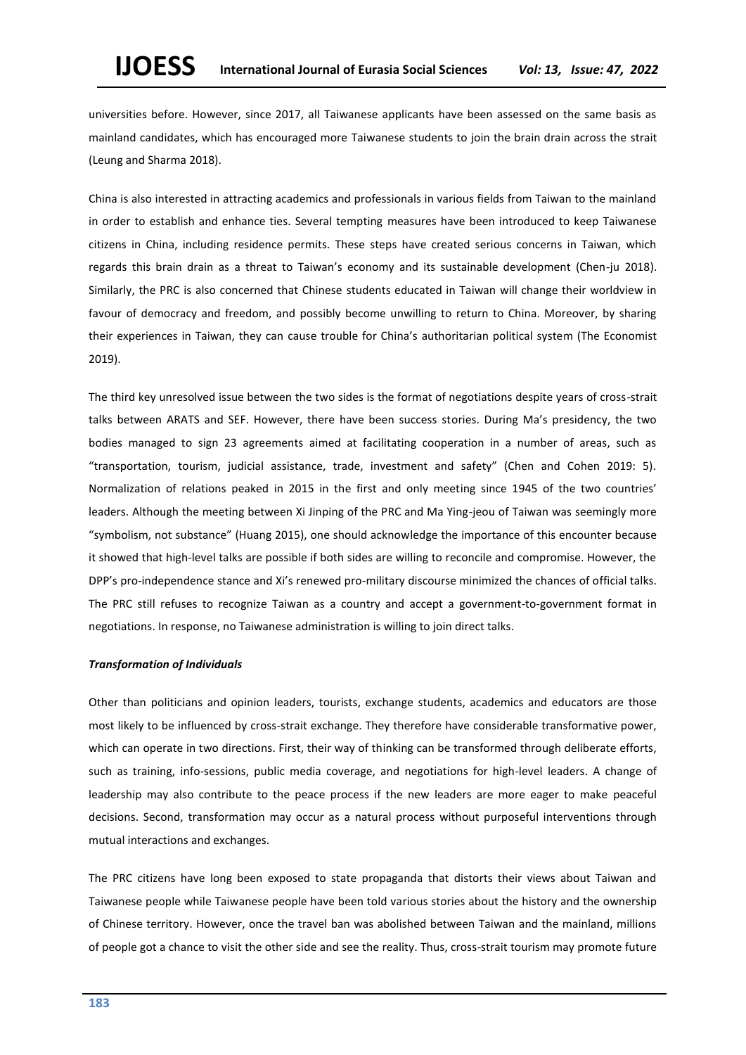universities before. However, since 2017, all Taiwanese applicants have been assessed on the same basis as mainland candidates, which has encouraged more Taiwanese students to join the brain drain across the strait (Leung and Sharma 2018).

China is also interested in attracting academics and professionals in various fields from Taiwan to the mainland in order to establish and enhance ties. Several tempting measures have been introduced to keep Taiwanese citizens in China, including residence permits. These steps have created serious concerns in Taiwan, which regards this brain drain as a threat to Taiwan's economy and its sustainable development (Chen-ju 2018). Similarly, the PRC is also concerned that Chinese students educated in Taiwan will change their worldview in favour of democracy and freedom, and possibly become unwilling to return to China. Moreover, by sharing their experiences in Taiwan, they can cause trouble for China's authoritarian political system (The Economist 2019).

The third key unresolved issue between the two sides is the format of negotiations despite years of cross-strait talks between ARATS and SEF. However, there have been success stories. During Ma's presidency, the two bodies managed to sign 23 agreements aimed at facilitating cooperation in a number of areas, such as "transportation, tourism, judicial assistance, trade, investment and safety" (Chen and Cohen 2019: 5). Normalization of relations peaked in 2015 in the first and only meeting since 1945 of the two countries' leaders. Although the meeting between Xi Jinping of the PRC and Ma Ying-jeou of Taiwan was seemingly more "symbolism, not substance" (Huang 2015), one should acknowledge the importance of this encounter because it showed that high-level talks are possible if both sides are willing to reconcile and compromise. However, the DPP's pro-independence stance and Xi's renewed pro-military discourse minimized the chances of official talks. The PRC still refuses to recognize Taiwan as a country and accept a government-to-government format in negotiations. In response, no Taiwanese administration is willing to join direct talks.

#### *Transformation of Individuals*

Other than politicians and opinion leaders, tourists, exchange students, academics and educators are those most likely to be influenced by cross-strait exchange. They therefore have considerable transformative power, which can operate in two directions. First, their way of thinking can be transformed through deliberate efforts, such as training, info-sessions, public media coverage, and negotiations for high-level leaders. A change of leadership may also contribute to the peace process if the new leaders are more eager to make peaceful decisions. Second, transformation may occur as a natural process without purposeful interventions through mutual interactions and exchanges.

The PRC citizens have long been exposed to state propaganda that distorts their views about Taiwan and Taiwanese people while Taiwanese people have been told various stories about the history and the ownership of Chinese territory. However, once the travel ban was abolished between Taiwan and the mainland, millions of people got a chance to visit the other side and see the reality. Thus, cross-strait tourism may promote future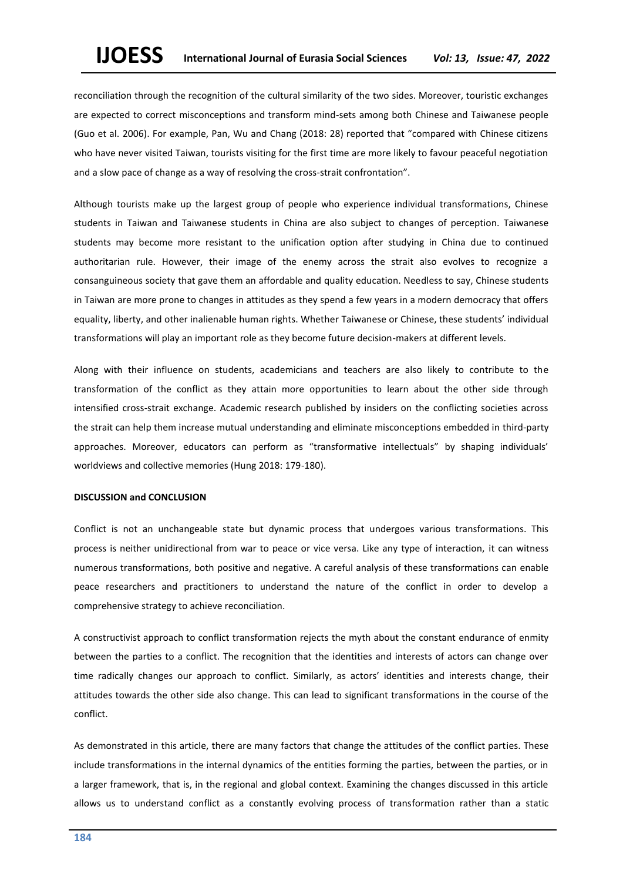reconciliation through the recognition of the cultural similarity of the two sides. Moreover, touristic exchanges are expected to correct misconceptions and transform mind-sets among both Chinese and Taiwanese people (Guo et al. 2006). For example, Pan, Wu and Chang (2018: 28) reported that "compared with Chinese citizens who have never visited Taiwan, tourists visiting for the first time are more likely to favour peaceful negotiation and a slow pace of change as a way of resolving the cross-strait confrontation".

Although tourists make up the largest group of people who experience individual transformations, Chinese students in Taiwan and Taiwanese students in China are also subject to changes of perception. Taiwanese students may become more resistant to the unification option after studying in China due to continued authoritarian rule. However, their image of the enemy across the strait also evolves to recognize a consanguineous society that gave them an affordable and quality education. Needless to say, Chinese students in Taiwan are more prone to changes in attitudes as they spend a few years in a modern democracy that offers equality, liberty, and other inalienable human rights. Whether Taiwanese or Chinese, these students' individual transformations will play an important role as they become future decision-makers at different levels.

Along with their influence on students, academicians and teachers are also likely to contribute to the transformation of the conflict as they attain more opportunities to learn about the other side through intensified cross-strait exchange. Academic research published by insiders on the conflicting societies across the strait can help them increase mutual understanding and eliminate misconceptions embedded in third-party approaches. Moreover, educators can perform as "transformative intellectuals" by shaping individuals' worldviews and collective memories (Hung 2018: 179-180).

## DISCUSSION and CONCLUSION

Conflict is not an unchangeable state but dynamic process that undergoes various transformations. This process is neither unidirectional from war to peace or vice versa. Like any type of interaction, it can witness numerous transformations, both positive and negative. A careful analysis of these transformations can enable peace researchers and practitioners to understand the nature of the conflict in order to develop a comprehensive strategy to achieve reconciliation.

A constructivist approach to conflict transformation rejects the myth about the constant endurance of enmity between the parties to a conflict. The recognition that the identities and interests of actors can change over time radically changes our approach to conflict. Similarly, as actors' identities and interests change, their attitudes towards the other side also change. This can lead to significant transformations in the course of the conflict.

As demonstrated in this article, there are many factors that change the attitudes of the conflict parties. These include transformations in the internal dynamics of the entities forming the parties, between the parties, or in a larger framework, that is, in the regional and global context. Examining the changes discussed in this article allows us to understand conflict as a constantly evolving process of transformation rather than a static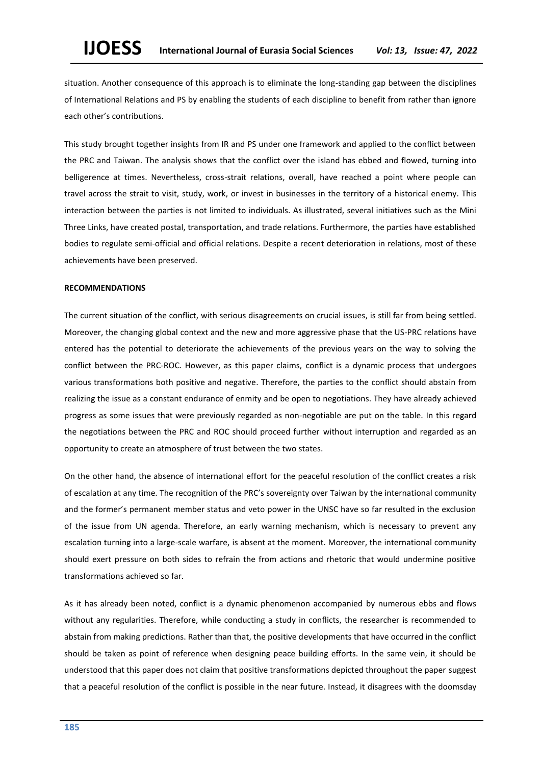situation. Another consequence of this approach is to eliminate the long-standing gap between the disciplines of International Relations and PS by enabling the students of each discipline to benefit from rather than ignore each other's contributions.

This study brought together insights from IR and PS under one framework and applied to the conflict between the PRC and Taiwan. The analysis shows that the conflict over the island has ebbed and flowed, turning into belligerence at times. Nevertheless, cross-strait relations, overall, have reached a point where people can travel across the strait to visit, study, work, or invest in businesses in the territory of a historical enemy. This interaction between the parties is not limited to individuals. As illustrated, several initiatives such as the Mini Three Links, have created postal, transportation, and trade relations. Furthermore, the parties have established bodies to regulate semi-official and official relations. Despite a recent deterioration in relations, most of these achievements have been preserved.

## RECOMMENDATIONS

The current situation of the conflict, with serious disagreements on crucial issues, is still far from being settled. Moreover, the changing global context and the new and more aggressive phase that the US-PRC relations have entered has the potential to deteriorate the achievements of the previous years on the way to solving the conflict between the PRC-ROC. However, as this paper claims, conflict is a dynamic process that undergoes various transformations both positive and negative. Therefore, the parties to the conflict should abstain from realizing the issue as a constant endurance of enmity and be open to negotiations. They have already achieved progress as some issues that were previously regarded as non-negotiable are put on the table. In this regard the negotiations between the PRC and ROC should proceed further without interruption and regarded as an opportunity to create an atmosphere of trust between the two states.

On the other hand, the absence of international effort for the peaceful resolution of the conflict creates a risk of escalation at any time. The recognition of the PRC's sovereignty over Taiwan by the international community and the former's permanent member status and veto power in the UNSC have so far resulted in the exclusion of the issue from UN agenda. Therefore, an early warning mechanism, which is necessary to prevent any escalation turning into a large-scale warfare, is absent at the moment. Moreover, the international community should exert pressure on both sides to refrain the from actions and rhetoric that would undermine positive transformations achieved so far.

As it has already been noted, conflict is a dynamic phenomenon accompanied by numerous ebbs and flows without any regularities. Therefore, while conducting a study in conflicts, the researcher is recommended to abstain from making predictions. Rather than that, the positive developments that have occurred in the conflict should be taken as point of reference when designing peace building efforts. In the same vein, it should be understood that this paper does not claim that positive transformations depicted throughout the paper suggest that a peaceful resolution of the conflict is possible in the near future. Instead, it disagrees with the doomsday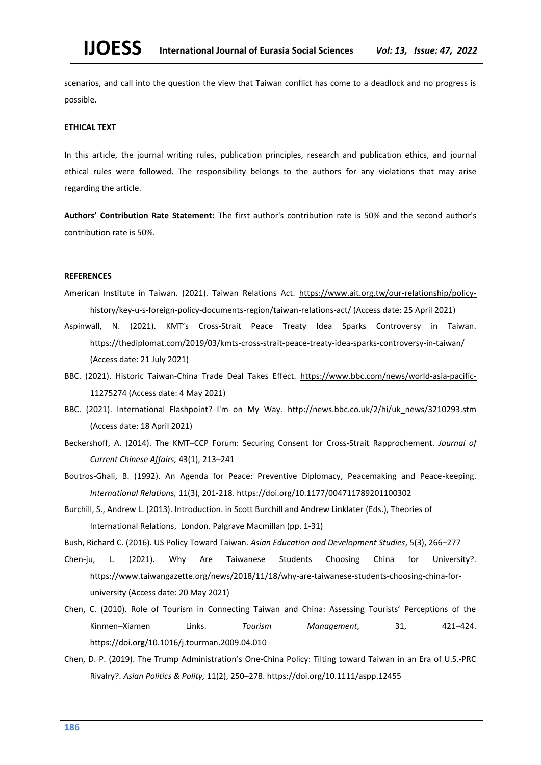scenarios, and call into the question the view that Taiwan conflict has come to a deadlock and no progress is possible.

**ETHICAL TEXT**

In this article, the journal writing rules, publication principles, research and publication ethics, and journal ethical rules were followed. The responsibility belongs to the authors for any violations that may arise regarding the article.

**Authors' Contribution Rate Statement:** The first author's contribution rate is 50% and the second author's contribution rate is 50%.

**REFERENCES**

American Institute in Taiwan. (2021). Taiwan Relations Act. https://www.ait.org.tw/our-relationship/policy-history/key-u-s-foreign-policy-documents-region/taiwan-relations-act/ (Access date: 25 April 2021)

Aspinwall, N. (2021). KMT's Cross-Strait Peace Treaty Idea Sparks Controversy in Taiwan. https://thediplomat.com/2019/03/kmts-cross-strait-peace-treaty-idea-sparks-controversy-in-taiwan/ (Access date: 21 July 2021)

BBC. (2021). Historic Taiwan-China Trade Deal Takes Effect. https://www.bbc.com/news/world-asia-pacific-11275274 (Access date: 4 May 2021)

BBC. (2021). International Flashpoint? I'm on My Way. http://news.bbc.co.uk/2/hi/uk_news/3210293.stm (Access date: 18 April 2021)

Beckershoff, A. (2014). The KMT–CCP Forum: Securing Consent for Cross-Strait Rapprochement. *Journal of Current Chinese Affairs,* 43(1), 213–241

Boutros-Ghali, B. (1992). An Agenda for Peace: Preventive Diplomacy, Peacemaking and Peace-keeping. *International Relations,* 11(3), 201-218. https://doi.org/10.1177/004711789201100302

Burchill, S., Andrew L. (2013). Introduction. in Scott Burchill and Andrew Linklater (Eds.), Theories of International Relations, London. Palgrave Macmillan (pp. 1-31)

Bush, Richard C. (2016). US Policy Toward Taiwan. *Asian Education and Development Studies*, 5(3), 266–277

Chen-ju, L. (2021). Why Are Taiwanese Students Choosing China for University?. https://www.taiwangazette.org/news/2018/11/18/why-are-taiwanese-students-choosing-china-for-university (Access date: 20 May 2021)

Chen, C. (2010). Role of Tourism in Connecting Taiwan and China: Assessing Tourists' Perceptions of the Kinmen–Xiamen Links. *Tourism Management,* 31, 421–424. https://doi.org/10.1016/j.tourman.2009.04.010

Chen, D. P. (2019). The Trump Administration's One-China Policy: Tilting toward Taiwan in an Era of U.S.-PRC Rivalry?. *Asian Politics & Polity,* 11(2), 250–278. https://doi.org/10.1111/aspp.12455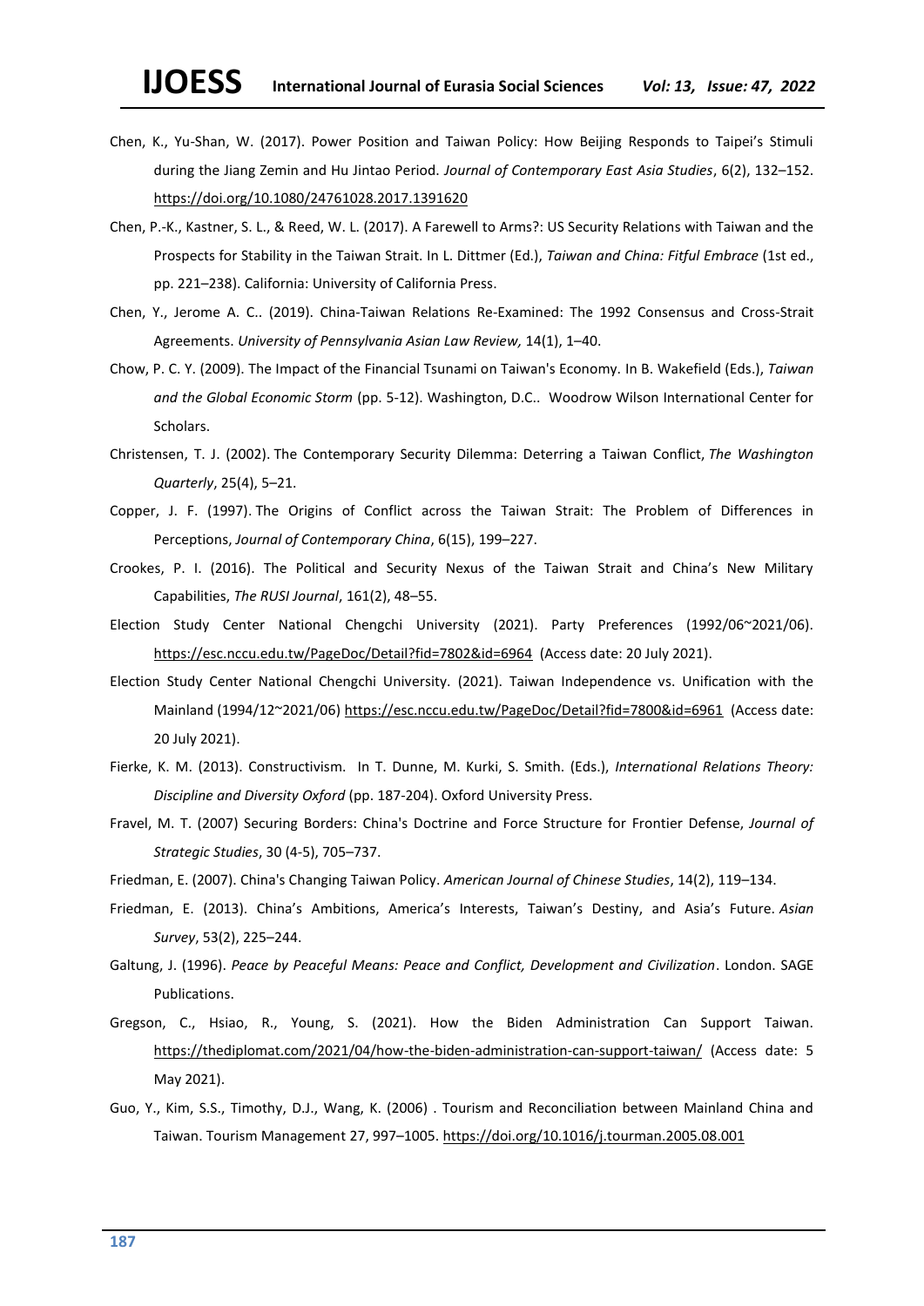Chen, K., Yu-Shan, W. (2017). Power Position and Taiwan Policy: How Beijing Responds to Taipei's Stimuli during the Jiang Zemin and Hu Jintao Period. *Journal of Contemporary East Asia Studies*, 6(2), 132–152. https://doi.org/10.1080/24761028.2017.1391620

Chen, P.-K., Kastner, S. L., & Reed, W. L. (2017). A Farewell to Arms?: US Security Relations with Taiwan and the Prospects for Stability in the Taiwan Strait. In L. Dittmer (Ed.), *Taiwan and China: Fitful Embrace* (1st ed., pp. 221–238). California: University of California Press.

Chen, Y., Jerome A. C.. (2019). China-Taiwan Relations Re-Examined: The 1992 Consensus and Cross-Strait Agreements. *University of Pennsylvania Asian Law Review,* 14(1), 1–40.

Chow, P. C. Y. (2009). The Impact of the Financial Tsunami on Taiwan's Economy. In B. Wakefield (Eds.), *Taiwan and the Global Economic Storm* (pp. 5-12). Washington, D.C.. Woodrow Wilson International Center for Scholars.

Christensen, T. J. (2002). The Contemporary Security Dilemma: Deterring a Taiwan Conflict, *The Washington Quarterly*, 25(4), 5–21.

Copper, J. F. (1997). The Origins of Conflict across the Taiwan Strait: The Problem of Differences in Perceptions, *Journal of Contemporary China*, 6(15), 199–227.

Crookes, P. I. (2016). The Political and Security Nexus of the Taiwan Strait and China's New Military Capabilities, *The RUSI Journal*, 161(2), 48–55.

Election Study Center National Chengchi University (2021). Party Preferences (1992/06~2021/06). https://esc.nccu.edu.tw/PageDoc/Detail?fid=7802&id=6964 (Access date: 20 July 2021).

Election Study Center National Chengchi University. (2021). Taiwan Independence vs. Unification with the Mainland (1994/12~2021/06) https://esc.nccu.edu.tw/PageDoc/Detail?fid=7800&id=6961 (Access date: 20 July 2021).

Fierke, K. M. (2013). Constructivism. In T. Dunne, M. Kurki, S. Smith. (Eds.), *International Relations Theory: Discipline and Diversity Oxford* (pp. 187-204). Oxford University Press.

Fravel, M. T. (2007) Securing Borders: China's Doctrine and Force Structure for Frontier Defense, *Journal of Strategic Studies*, 30 (4-5), 705–737.

Friedman, E. (2007). China's Changing Taiwan Policy. *American Journal of Chinese Studies*, 14(2), 119–134.

Friedman, E. (2013). China's Ambitions, America's Interests, Taiwan's Destiny, and Asia's Future. *Asian Survey*, 53(2), 225–244.

Galtung, J. (1996). *Peace by Peaceful Means: Peace and Conflict, Development and Civilization*. London. SAGE Publications.

Gregson, C., Hsiao, R., Young, S. (2021). How the Biden Administration Can Support Taiwan. https://thediplomat.com/2021/04/how-the-biden-administration-can-support-taiwan/ (Access date: 5 May 2021).

Guo, Y., Kim, S.S., Timothy, D.J., Wang, K. (2006) . Tourism and Reconciliation between Mainland China and Taiwan. Tourism Management 27, 997–1005. https://doi.org/10.1016/j.tourman.2005.08.001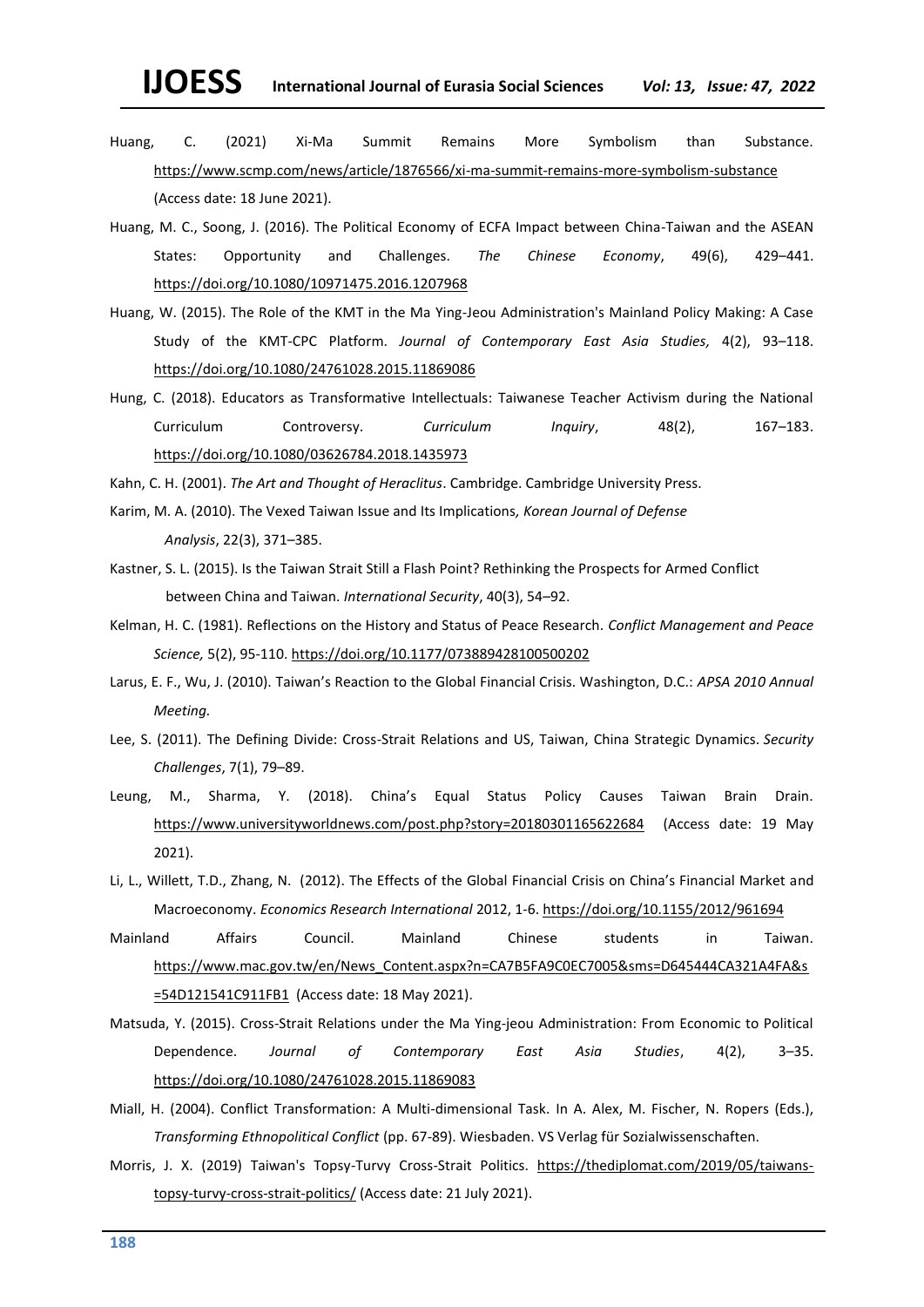Huang, C. (2021) Xi-Ma Summit Remains More Symbolism than Substance. https://www.scmp.com/news/article/1876566/xi-ma-summit-remains-more-symbolism-substance (Access date: 18 June 2021).

Huang, M. C., Soong, J. (2016). The Political Economy of ECFA Impact between China-Taiwan and the ASEAN States: Opportunity and Challenges. *The Chinese Economy*, 49(6), 429–441. https://doi.org/10.1080/10971475.2016.1207968

Huang, W. (2015). The Role of the KMT in the Ma Ying-Jeou Administration's Mainland Policy Making: A Case Study of the KMT-CPC Platform. *Journal of Contemporary East Asia Studies,* 4(2), 93–118. https://doi.org/10.1080/24761028.2015.11869086

Hung, C. (2018). Educators as Transformative Intellectuals: Taiwanese Teacher Activism during the National Curriculum Controversy. *Curriculum Inquiry*, 48(2), 167–183. https://doi.org/10.1080/03626784.2018.1435973

Kahn, C. H. (2001). *The Art and Thought of Heraclitus*. Cambridge. Cambridge University Press.

Karim, M. A. (2010). The Vexed Taiwan Issue and Its Implications*, Korean Journal of Defense Analysis*, 22(3), 371–385.

Kastner, S. L. (2015). Is the Taiwan Strait Still a Flash Point? Rethinking the Prospects for Armed Conflict between China and Taiwan. *International Security*, 40(3), 54–92.

Kelman, H. C. (1981). Reflections on the History and Status of Peace Research. *Conflict Management and Peace Science,* 5(2), 95-110. https://doi.org/10.1177/073889428100500202

Larus, E. F., Wu, J. (2010). Taiwan's Reaction to the Global Financial Crisis. Washington, D.C.: *APSA 2010 Annual Meeting.*

Lee, S. (2011). The Defining Divide: Cross-Strait Relations and US, Taiwan, China Strategic Dynamics. *Security Challenges*, 7(1), 79–89.

Leung, M., Sharma, Y. (2018). China's Equal Status Policy Causes Taiwan Brain Drain. https://www.universityworldnews.com/post.php?story=20180301165622684 (Access date: 19 May 2021).

Li, L., Willett, T.D., Zhang, N. (2012). The Effects of the Global Financial Crisis on China's Financial Market and Macroeconomy. *Economics Research International* 2012, 1-6. https://doi.org/10.1155/2012/961694

Mainland Affairs Council. Mainland Chinese students in Taiwan. https://www.mac.gov.tw/en/News_Content.aspx?n=CA7B5FA9C0EC7005&sms=D645444CA321A4FA&s=54D121541C911FB1 (Access date: 18 May 2021).

Matsuda, Y. (2015). Cross-Strait Relations under the Ma Ying-jeou Administration: From Economic to Political Dependence. *Journal of Contemporary East Asia Studies*, 4(2), 3–35. https://doi.org/10.1080/24761028.2015.11869083

Miall, H. (2004). Conflict Transformation: A Multi-dimensional Task. In A. Alex, M. Fischer, N. Ropers (Eds.), *Transforming Ethnopolitical Conflict* (pp. 67-89). Wiesbaden. VS Verlag für Sozialwissenschaften.

Morris, J. X. (2019) Taiwan's Topsy-Turvy Cross-Strait Politics. https://thediplomat.com/2019/05/taiwans-topsy-turvy-cross-strait-politics/ (Access date: 21 July 2021).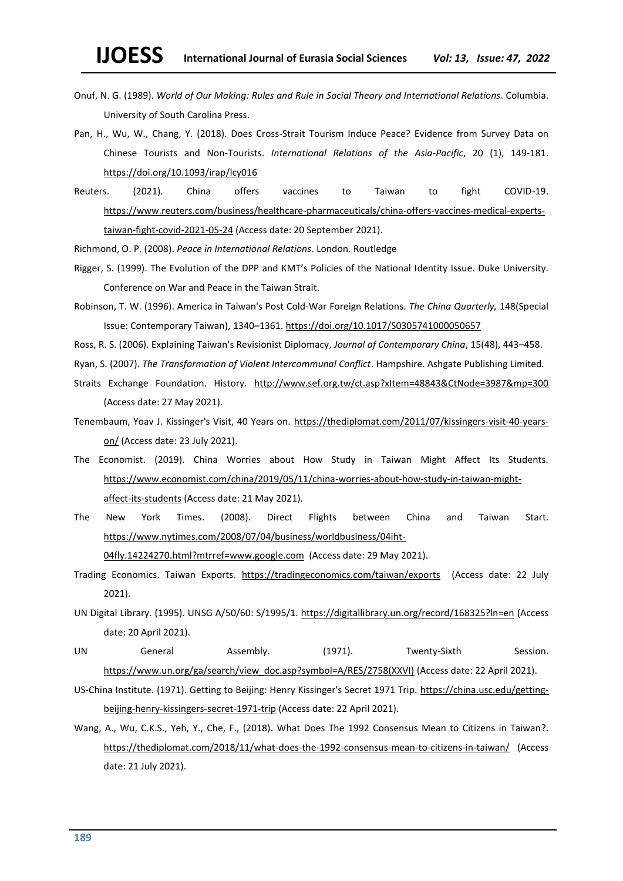Onuf, N. G. (1989). *World of Our Making: Rules and Rule in Social Theory and International Relations*. Columbia. University of South Carolina Press.

Pan, H., Wu, W., Chang, Y. (2018). Does Cross-Strait Tourism Induce Peace? Evidence from Survey Data on Chinese Tourists and Non-Tourists. *International Relations of the Asia-Pacific*, 20 (1), 149-181. https://doi.org/10.1093/irap/lcy016

Reuters. (2021). China offers vaccines to Taiwan to fight COVID-19. https://www.reuters.com/business/healthcare-pharmaceuticals/china-offers-vaccines-medical-experts-taiwan-fight-covid-2021-05-24 (Access date: 20 September 2021).

Richmond, O. P. (2008). *Peace in International Relations*. London. Routledge

Rigger, S. (1999). The Evolution of the DPP and KMT's Policies of the National Identity Issue. Duke University. Conference on War and Peace in the Taiwan Strait.

Robinson, T. W. (1996). America in Taiwan's Post Cold-War Foreign Relations. *The China Quarterly,* 148(Special Issue: Contemporary Taiwan), 1340–1361. https://doi.org/10.1017/S0305741000050657

Ross, R. S. (2006). Explaining Taiwan's Revisionist Diplomacy, *Journal of Contemporary China*, 15(48), 443–458.

Ryan, S. (2007). *The Transformation of Violent Intercommunal Conflict*. Hampshire. Ashgate Publishing Limited.

Straits Exchange Foundation. History. http://www.sef.org.tw/ct.asp?xItem=48843&CtNode=3987&mp=300 (Access date: 27 May 2021).

Tenembaum, Yoav J. Kissinger's Visit, 40 Years on. https://thediplomat.com/2011/07/kissingers-visit-40-years-on/ (Access date: 23 July 2021).

The Economist. (2019). China Worries about How Study in Taiwan Might Affect Its Students. https://www.economist.com/china/2019/05/11/china-worries-about-how-study-in-taiwan-might-affect-its-students (Access date: 21 May 2021).

The New York Times. (2008). Direct Flights between China and Taiwan Start. https://www.nytimes.com/2008/07/04/business/worldbusiness/04iht-04fly.14224270.html?mtrref=www.google.com (Access date: 29 May 2021).

Trading Economics. Taiwan Exports. https://tradingeconomics.com/taiwan/exports (Access date: 22 July 2021).

UN Digital Library. (1995). UNSG A/50/60: S/1995/1. https://digitallibrary.un.org/record/168325?ln=en (Access date: 20 April 2021).

UN General Assembly. (1971). Twenty-Sixth Session. https://www.un.org/ga/search/view_doc.asp?symbol=A/RES/2758(XXVI) (Access date: 22 April 2021).

US-China Institute. (1971). Getting to Beijing: Henry Kissinger's Secret 1971 Trip. https://china.usc.edu/getting-beijing-henry-kissingers-secret-1971-trip (Access date: 22 April 2021).

Wang, A., Wu, C.K.S., Yeh, Y., Che, F., (2018). What Does The 1992 Consensus Mean to Citizens in Taiwan?. https://thediplomat.com/2018/11/what-does-the-1992-consensus-mean-to-citizens-in-taiwan/ (Access date: 21 July 2021).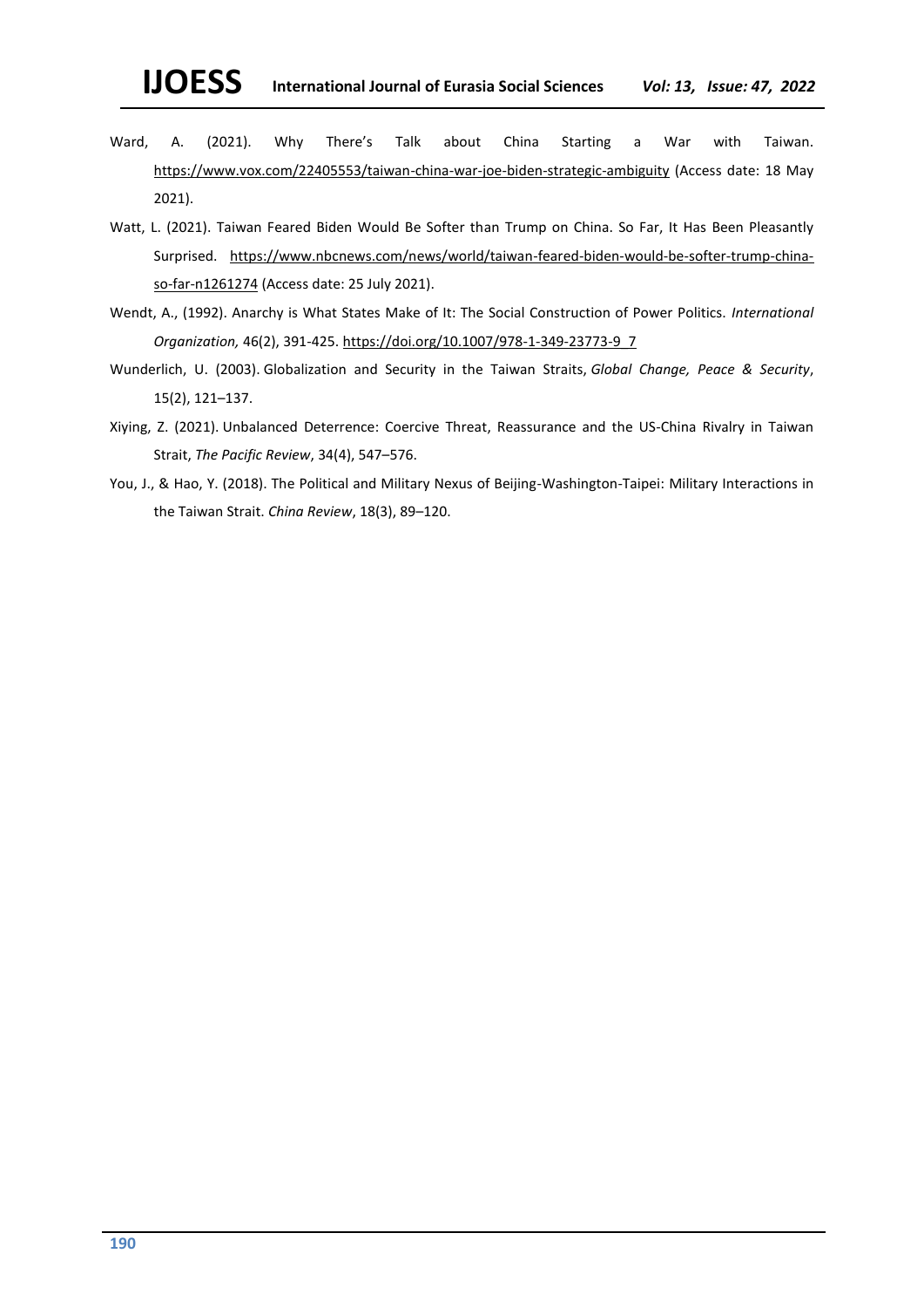Ward, A. (2021). Why There's Talk about China Starting a War with Taiwan. https://www.vox.com/22405553/taiwan-china-war-joe-biden-strategic-ambiguity (Access date: 18 May 2021).

Watt, L. (2021). Taiwan Feared Biden Would Be Softer than Trump on China. So Far, It Has Been Pleasantly Surprised. https://www.nbcnews.com/news/world/taiwan-feared-biden-would-be-softer-trump-china-so-far-n1261274 (Access date: 25 July 2021).

Wendt, A., (1992). Anarchy is What States Make of It: The Social Construction of Power Politics. *International Organization,* 46(2), 391-425. https://doi.org/10.1007/978-1-349-23773-9_7

Wunderlich, U. (2003). Globalization and Security in the Taiwan Straits, *Global Change, Peace & Security*, 15(2), 121–137.

Xiying, Z. (2021). Unbalanced Deterrence: Coercive Threat, Reassurance and the US-China Rivalry in Taiwan Strait, *The Pacific Review*, 34(4), 547–576.

You, J., & Hao, Y. (2018). The Political and Military Nexus of Beijing-Washington-Taipei: Military Interactions in the Taiwan Strait. *China Review*, 18(3), 89–120.